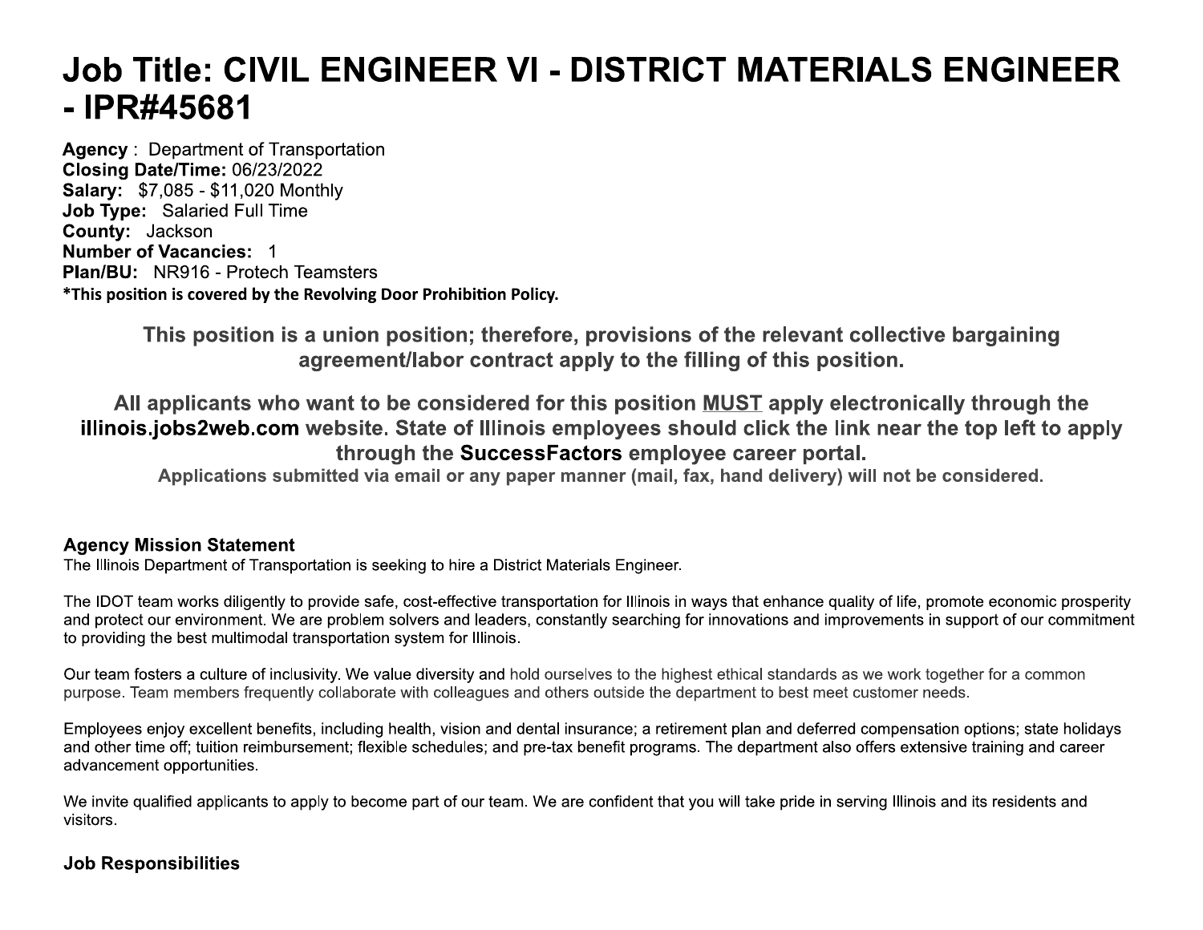# Job Title: CIVIL ENGINEER VI - DISTRICT MATERIALS ENGINEER - IPR#45681

**Agency** : Department of Transportation
**Closing Date/Time:** 06/23/2022
**Salary:** $7,085 - $11,020 Monthly
**Job Type:** Salaried Full Time
**County:** Jackson
**Number of Vacancies:** 1
**Plan/BU:** NR916 - Protech Teamsters
***This position is covered by the Revolving Door Prohibition Policy.**

**This position is a union position; therefore, provisions of the relevant collective bargaining agreement/labor contract apply to the filling of this position.**

**All applicants who want to be considered for this position MUST apply electronically through the illinois.jobs2web.com website. State of Illinois employees should click the link near the top left to apply through the SuccessFactors employee career portal.**

**Applications submitted via email or any paper manner (mail, fax, hand delivery) will not be considered.**

### Agency Mission Statement

The Illinois Department of Transportation is seeking to hire a District Materials Engineer.

The IDOT team works diligently to provide safe, cost-effective transportation for Illinois in ways that enhance quality of life, promote economic prosperity and protect our environment. We are problem solvers and leaders, constantly searching for innovations and improvements in support of our commitment to providing the best multimodal transportation system for Illinois.

Our team fosters a culture of inclusivity. We value diversity and hold ourselves to the highest ethical standards as we work together for a common purpose. Team members frequently collaborate with colleagues and others outside the department to best meet customer needs.

Employees enjoy excellent benefits, including health, vision and dental insurance; a retirement plan and deferred compensation options; state holidays and other time off; tuition reimbursement; flexible schedules; and pre-tax benefit programs. The department also offers extensive training and career advancement opportunities.

We invite qualified applicants to apply to become part of our team. We are confident that you will take pride in serving Illinois and its residents and visitors.

### Job Responsibilities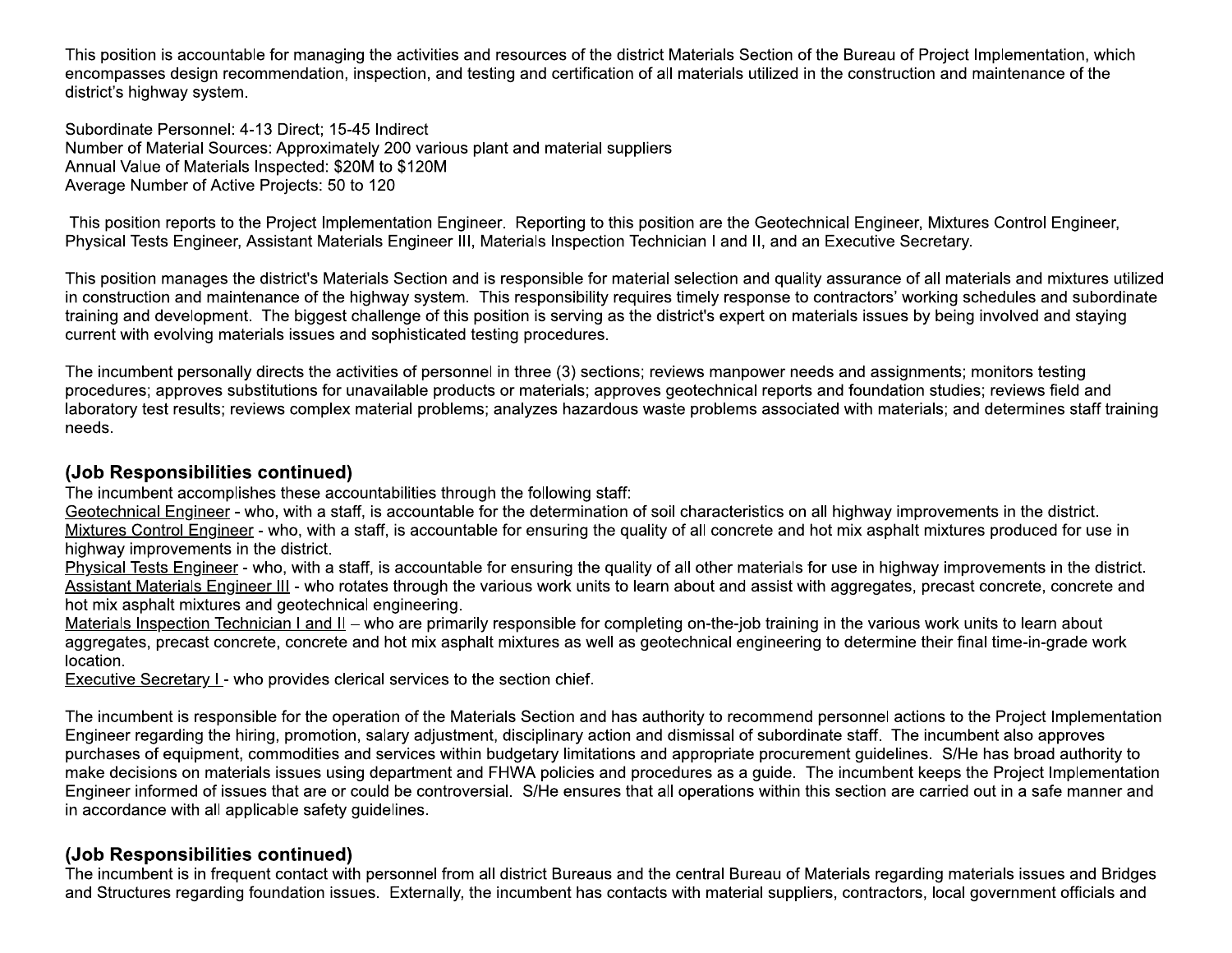This position is accountable for managing the activities and resources of the district Materials Section of the Bureau of Project Implementation, which encompasses design recommendation, inspection, and testing and certification of all materials utilized in the construction and maintenance of the district's highway system.

Subordinate Personnel: 4-13 Direct; 15-45 Indirect
Number of Material Sources: Approximately 200 various plant and material suppliers
Annual Value of Materials Inspected: $20M to $120M
Average Number of Active Projects: 50 to 120

This position reports to the Project Implementation Engineer. Reporting to this position are the Geotechnical Engineer, Mixtures Control Engineer, Physical Tests Engineer, Assistant Materials Engineer III, Materials Inspection Technician I and II, and an Executive Secretary.

This position manages the district's Materials Section and is responsible for material selection and quality assurance of all materials and mixtures utilized in construction and maintenance of the highway system. This responsibility requires timely response to contractors' working schedules and subordinate training and development. The biggest challenge of this position is serving as the district's expert on materials issues by being involved and staying current with evolving materials issues and sophisticated testing procedures.

The incumbent personally directs the activities of personnel in three (3) sections; reviews manpower needs and assignments; monitors testing procedures; approves substitutions for unavailable products or materials; approves geotechnical reports and foundation studies; reviews field and laboratory test results; reviews complex material problems; analyzes hazardous waste problems associated with materials; and determines staff training needs.

## (Job Responsibilities continued)

The incumbent accomplishes these accountabilities through the following staff:
Geotechnical Engineer - who, with a staff, is accountable for the determination of soil characteristics on all highway improvements in the district.
Mixtures Control Engineer - who, with a staff, is accountable for ensuring the quality of all concrete and hot mix asphalt mixtures produced for use in highway improvements in the district.
Physical Tests Engineer - who, with a staff, is accountable for ensuring the quality of all other materials for use in highway improvements in the district.
Assistant Materials Engineer III - who rotates through the various work units to learn about and assist with aggregates, precast concrete, concrete and hot mix asphalt mixtures and geotechnical engineering.
Materials Inspection Technician I and II – who are primarily responsible for completing on-the-job training in the various work units to learn about aggregates, precast concrete, concrete and hot mix asphalt mixtures as well as geotechnical engineering to determine their final time-in-grade work location.
Executive Secretary I - who provides clerical services to the section chief.

The incumbent is responsible for the operation of the Materials Section and has authority to recommend personnel actions to the Project Implementation Engineer regarding the hiring, promotion, salary adjustment, disciplinary action and dismissal of subordinate staff. The incumbent also approves purchases of equipment, commodities and services within budgetary limitations and appropriate procurement guidelines. S/He has broad authority to make decisions on materials issues using department and FHWA policies and procedures as a guide. The incumbent keeps the Project Implementation Engineer informed of issues that are or could be controversial. S/He ensures that all operations within this section are carried out in a safe manner and in accordance with all applicable safety guidelines.

## (Job Responsibilities continued)

The incumbent is in frequent contact with personnel from all district Bureaus and the central Bureau of Materials regarding materials issues and Bridges and Structures regarding foundation issues. Externally, the incumbent has contacts with material suppliers, contractors, local government officials and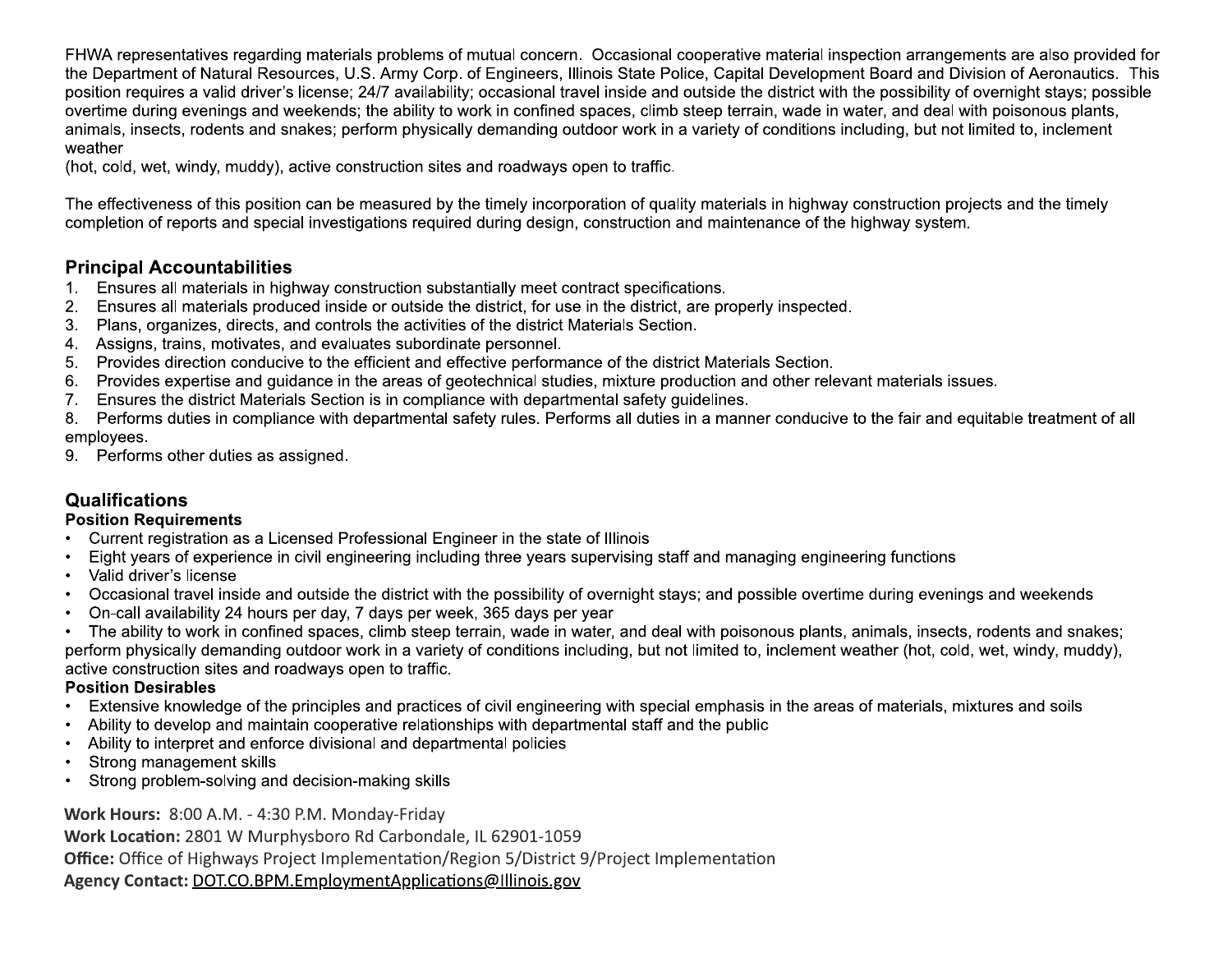FHWA representatives regarding materials problems of mutual concern. Occasional cooperative material inspection arrangements are also provided for the Department of Natural Resources, U.S. Army Corp. of Engineers, Illinois State Police, Capital Development Board and Division of Aeronautics. This position requires a valid driver's license; 24/7 availability; occasional travel inside and outside the district with the possibility of overnight stays; possible overtime during evenings and weekends; the ability to work in confined spaces, climb steep terrain, wade in water, and deal with poisonous plants, animals, insects, rodents and snakes; perform physically demanding outdoor work in a variety of conditions including, but not limited to, inclement weather
(hot, cold, wet, windy, muddy), active construction sites and roadways open to traffic.

The effectiveness of this position can be measured by the timely incorporation of quality materials in highway construction projects and the timely completion of reports and special investigations required during design, construction and maintenance of the highway system.

## Principal Accountabilities

1. Ensures all materials in highway construction substantially meet contract specifications.
2. Ensures all materials produced inside or outside the district, for use in the district, are properly inspected.
3. Plans, organizes, directs, and controls the activities of the district Materials Section.
4. Assigns, trains, motivates, and evaluates subordinate personnel.
5. Provides direction conducive to the efficient and effective performance of the district Materials Section.
6. Provides expertise and guidance in the areas of geotechnical studies, mixture production and other relevant materials issues.
7. Ensures the district Materials Section is in compliance with departmental safety guidelines.
8. Performs duties in compliance with departmental safety rules. Performs all duties in a manner conducive to the fair and equitable treatment of all employees.
9. Performs other duties as assigned.

## Qualifications

### Position Requirements

- Current registration as a Licensed Professional Engineer in the state of Illinois
- Eight years of experience in civil engineering including three years supervising staff and managing engineering functions
- Valid driver's license
- Occasional travel inside and outside the district with the possibility of overnight stays; and possible overtime during evenings and weekends
- On-call availability 24 hours per day, 7 days per week, 365 days per year
- The ability to work in confined spaces, climb steep terrain, wade in water, and deal with poisonous plants, animals, insects, rodents and snakes; perform physically demanding outdoor work in a variety of conditions including, but not limited to, inclement weather (hot, cold, wet, windy, muddy), active construction sites and roadways open to traffic.

### Position Desirables

- Extensive knowledge of the principles and practices of civil engineering with special emphasis in the areas of materials, mixtures and soils
- Ability to develop and maintain cooperative relationships with departmental staff and the public
- Ability to interpret and enforce divisional and departmental policies
- Strong management skills
- Strong problem-solving and decision-making skills

**Work Hours:** 8:00 A.M. - 4:30 P.M. Monday-Friday
**Work Location:** 2801 W Murphysboro Rd Carbondale, IL 62901-1059
**Office:** Office of Highways Project Implementation/Region 5/District 9/Project Implementation
**Agency Contact:** DOT.CO.BPM.EmploymentApplications@Illinois.gov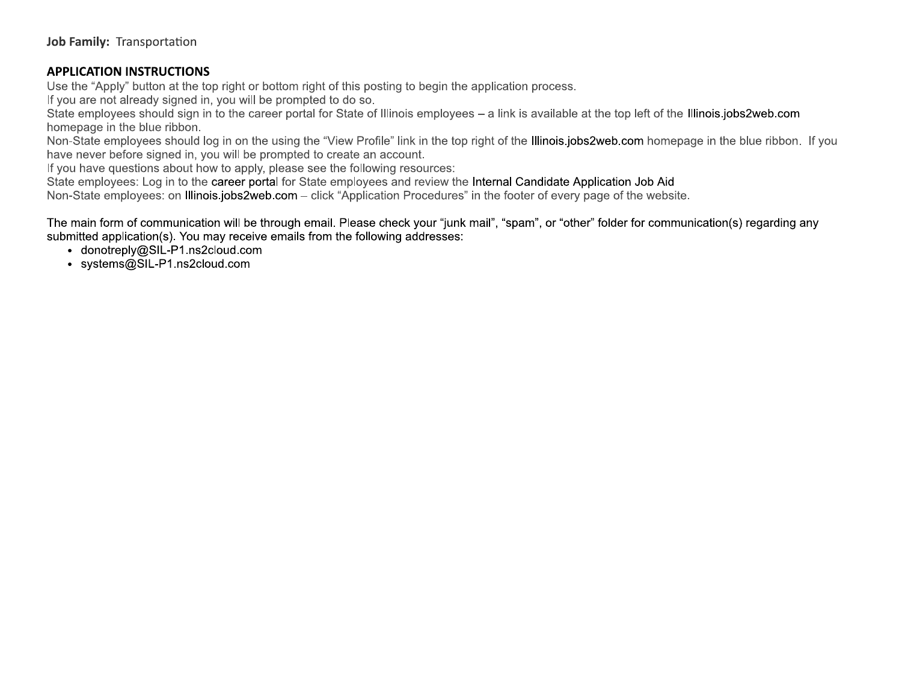**Job Family:** Transportation

**APPLICATION INSTRUCTIONS**

Use the “Apply” button at the top right or bottom right of this posting to begin the application process.
If you are not already signed in, you will be prompted to do so.
State employees should sign in to the career portal for State of Illinois employees – a link is available at the top left of the Illinois.jobs2web.com homepage in the blue ribbon.
Non-State employees should log in on the using the “View Profile” link in the top right of the Illinois.jobs2web.com homepage in the blue ribbon. If you have never before signed in, you will be prompted to create an account.
If you have questions about how to apply, please see the following resources:
State employees: Log in to the career portal for State employees and review the Internal Candidate Application Job Aid
Non-State employees: on Illinois.jobs2web.com – click “Application Procedures” in the footer of every page of the website.

The main form of communication will be through email. Please check your “junk mail”, “spam”, or “other” folder for communication(s) regarding any submitted application(s). You may receive emails from the following addresses:

- donotreply@SIL-P1.ns2cloud.com
- systems@SIL-P1.ns2cloud.com